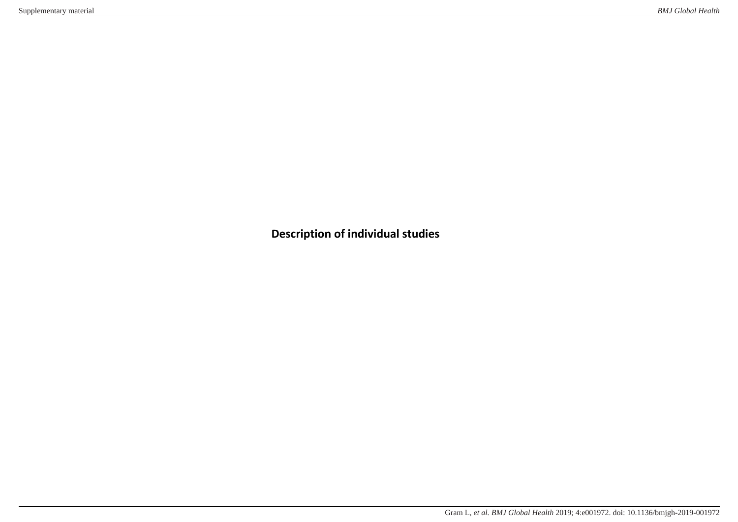# Description of individual studies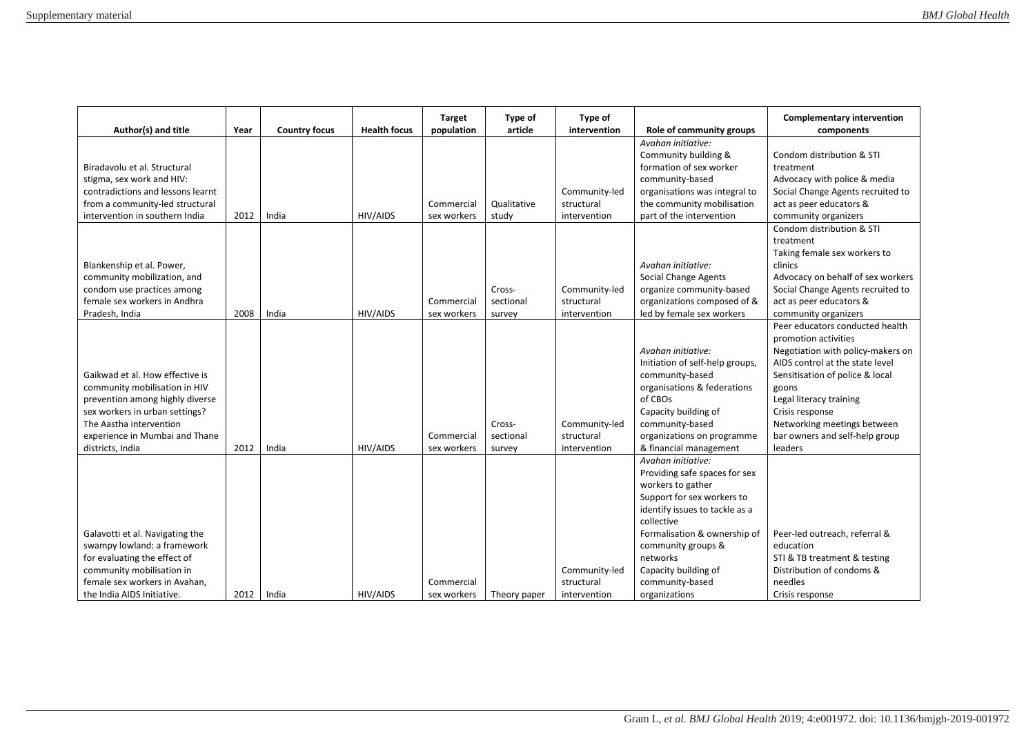| Author(s) and title | Year | Country focus | Health focus | Target population | Type of article | Type of intervention | Role of community groups | Complementary intervention components |
|---|---|---|---|---|---|---|---|---|
| Biradavolu et al. Structural stigma, sex work and HIV: contradictions and lessons learnt from a community-led structural intervention in southern India | 2012 | India | HIV/AIDS | Commercial sex workers | Qualitative study | Community-led structural intervention | *Avahan initiative:* Community building & formation of sex worker community-based organisations was integral to the community mobilisation part of the intervention | Condom distribution & STI treatment<br>Advocacy with police & media<br>Social Change Agents recruited to act as peer educators & community organizers |
| Blankenship et al. Power, community mobilization, and condom use practices among female sex workers in Andhra Pradesh, India | 2008 | India | HIV/AIDS | Commercial sex workers | Cross-sectional survey | Community-led structural intervention | *Avahan initiative:* Social Change Agents organize community-based organizations composed of & led by female sex workers | Condom distribution & STI treatment<br>Taking female sex workers to clinics<br>Advocacy on behalf of sex workers<br>Social Change Agents recruited to act as peer educators & community organizers |
| Gaikwad et al. How effective is community mobilisation in HIV prevention among highly diverse sex workers in urban settings? The Aastha intervention experience in Mumbai and Thane districts, India | 2012 | India | HIV/AIDS | Commercial sex workers | Cross-sectional survey | Community-led structural intervention | *Avahan initiative:* Initiation of self-help groups, community-based organisations & federations of CBOs<br>Capacity building of community-based organizations on programme & financial management | Peer educators conducted health promotion activities<br>Negotiation with policy-makers on AIDS control at the state level<br>Sensitisation of police & local goons<br>Legal literacy training<br>Crisis response<br>Networking meetings between bar owners and self-help group leaders |
| Galavotti et al. Navigating the swampy lowland: a framework for evaluating the effect of community mobilisation in female sex workers in Avahan, the India AIDS Initiative. | 2012 | India | HIV/AIDS | Commercial sex workers | Theory paper | Community-led structural intervention | *Avahan initiative:* Providing safe spaces for sex workers to gather<br>Support for sex workers to identify issues to tackle as a collective<br>Formalisation & ownership of community groups & networks<br>Capacity building of community-based organizations | Peer-led outreach, referral & education<br>STI & TB treatment & testing<br>Distribution of condoms & needles<br>Crisis response |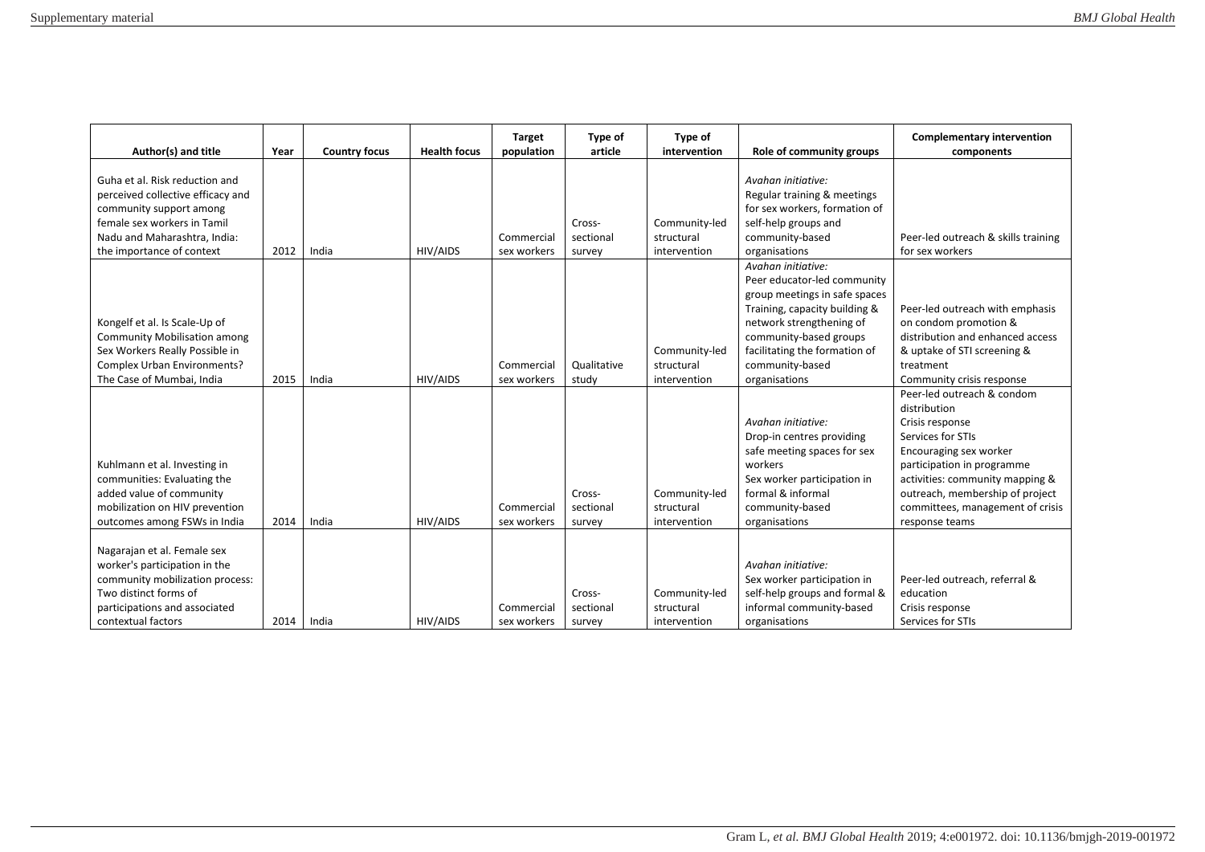| Author(s) and title | Year | Country focus | Health focus | Target population | Type of article | Type of intervention | Role of community groups | Complementary intervention components |
|---|---|---|---|---|---|---|---|---|
| Guha et al. Risk reduction and perceived collective efficacy and community support among female sex workers in Tamil Nadu and Maharashtra, India: the importance of context | 2012 | India | HIV/AIDS | Commercial sex workers | Cross-sectional survey | Community-led structural intervention | *Avahan initiative:* Regular training & meetings for sex workers, formation of self-help groups and community-based organisations | Peer-led outreach & skills training for sex workers |
| Kongelf et al. Is Scale-Up of Community Mobilisation among Sex Workers Really Possible in Complex Urban Environments? The Case of Mumbai, India | 2015 | India | HIV/AIDS | Commercial sex workers | Qualitative study | Community-led structural intervention | *Avahan initiative:* Peer educator-led community group meetings in safe spaces Training, capacity building & network strengthening of community-based groups facilitating the formation of community-based organisations | Peer-led outreach with emphasis on condom promotion & distribution and enhanced access & uptake of STI screening & treatment Community crisis response |
| Kuhlmann et al. Investing in communities: Evaluating the added value of community mobilization on HIV prevention outcomes among FSWs in India | 2014 | India | HIV/AIDS | Commercial sex workers | Cross-sectional survey | Community-led structural intervention | *Avahan initiative:* Drop-in centres providing safe meeting spaces for sex workers Sex worker participation in formal & informal community-based organisations | Peer-led outreach & condom distribution Crisis response Services for STIs Encouraging sex worker participation in programme activities: community mapping & outreach, membership of project committees, management of crisis response teams |
| Nagarajan et al. Female sex worker's participation in the community mobilization process: Two distinct forms of participations and associated contextual factors | 2014 | India | HIV/AIDS | Commercial sex workers | Cross-sectional survey | Community-led structural intervention | *Avahan initiative:* Sex worker participation in self-help groups and formal & informal community-based organisations | Peer-led outreach, referral & education Crisis response Services for STIs |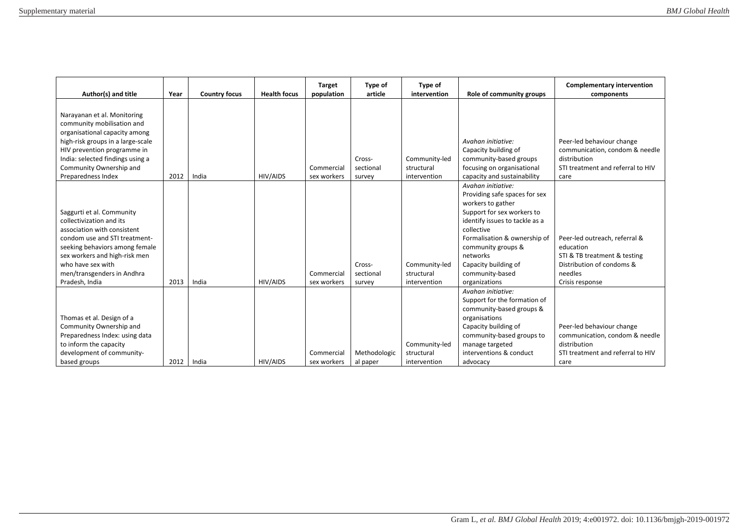| Author(s) and title | Year | Country focus | Health focus | Target population | Type of article | Type of intervention | Role of community groups | Complementary intervention components |
|---|---|---|---|---|---|---|---|---|
| Narayanan et al. Monitoring community mobilisation and organisational capacity among high-risk groups in a large-scale HIV prevention programme in India: selected findings using a Community Ownership and Preparedness Index | 2012 | India | HIV/AIDS | Commercial sex workers | Cross-sectional survey | Community-led structural intervention | *Avahan initiative:* Capacity building of community-based groups focusing on organisational capacity and sustainability | Peer-led behaviour change communication, condom & needle distribution STI treatment and referral to HIV care |
| Saggurti et al. Community collectivization and its association with consistent condom use and STI treatment-seeking behaviors among female sex workers and high-risk men who have sex with men/transgenders in Andhra Pradesh, India | 2013 | India | HIV/AIDS | Commercial sex workers | Cross-sectional survey | Community-led structural intervention | *Avahan initiative:* Providing safe spaces for sex workers to gather Support for sex workers to identify issues to tackle as a collective Formalisation & ownership of community groups & networks Capacity building of community-based organizations | Peer-led outreach, referral & education STI & TB treatment & testing Distribution of condoms & needles Crisis response |
| Thomas et al. Design of a Community Ownership and Preparedness Index: using data to inform the capacity development of community-based groups | 2012 | India | HIV/AIDS | Commercial sex workers | Methodological paper | Community-led structural intervention | *Avahan initiative:* Support for the formation of community-based groups & organisations Capacity building of community-based groups to manage targeted interventions & conduct advocacy | Peer-led behaviour change communication, condom & needle distribution STI treatment and referral to HIV care |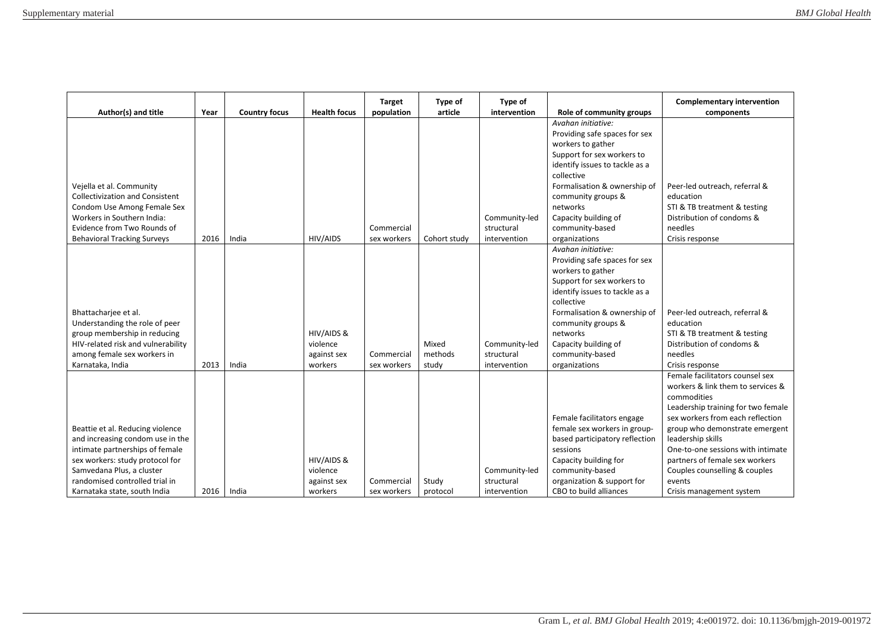| Author(s) and title | Year | Country focus | Health focus | Target population | Type of article | Type of intervention | Role of community groups | Complementary intervention components |
|---|---|---|---|---|---|---|---|---|
| Vejella et al. Community Collectivization and Consistent Condom Use Among Female Sex Workers in Southern India: Evidence from Two Rounds of Behavioral Tracking Surveys | 2016 | India | HIV/AIDS | Commercial sex workers | Cohort study | Community-led structural intervention | *Avahan initiative:* Providing safe spaces for sex workers to gather Support for sex workers to identify issues to tackle as a collective Formalisation & ownership of community groups & networks Capacity building of community-based organizations | Peer-led outreach, referral & education STI & TB treatment & testing Distribution of condoms & needles Crisis response |
| Bhattacharjee et al. Understanding the role of peer group membership in reducing HIV-related risk and vulnerability among female sex workers in Karnataka, India | 2013 | India | HIV/AIDS & violence against sex workers | Commercial sex workers | Mixed methods study | Community-led structural intervention | *Avahan initiative:* Providing safe spaces for sex workers to gather Support for sex workers to identify issues to tackle as a collective Formalisation & ownership of community groups & networks Capacity building of community-based organizations | Peer-led outreach, referral & education STI & TB treatment & testing Distribution of condoms & needles Crisis response |
| Beattie et al. Reducing violence and increasing condom use in the intimate partnerships of female sex workers: study protocol for Samvedana Plus, a cluster randomised controlled trial in Karnataka state, south India | 2016 | India | HIV/AIDS & violence against sex workers | Commercial sex workers | Study protocol | Community-led structural intervention | Female facilitators engage female sex workers in group-based participatory reflection sessions Capacity building for community-based organization & support for CBO to build alliances | Female facilitators counsel sex workers & link them to services & commodities Leadership training for two female sex workers from each reflection group who demonstrate emergent leadership skills One-to-one sessions with intimate partners of female sex workers Couples counselling & couples events Crisis management system |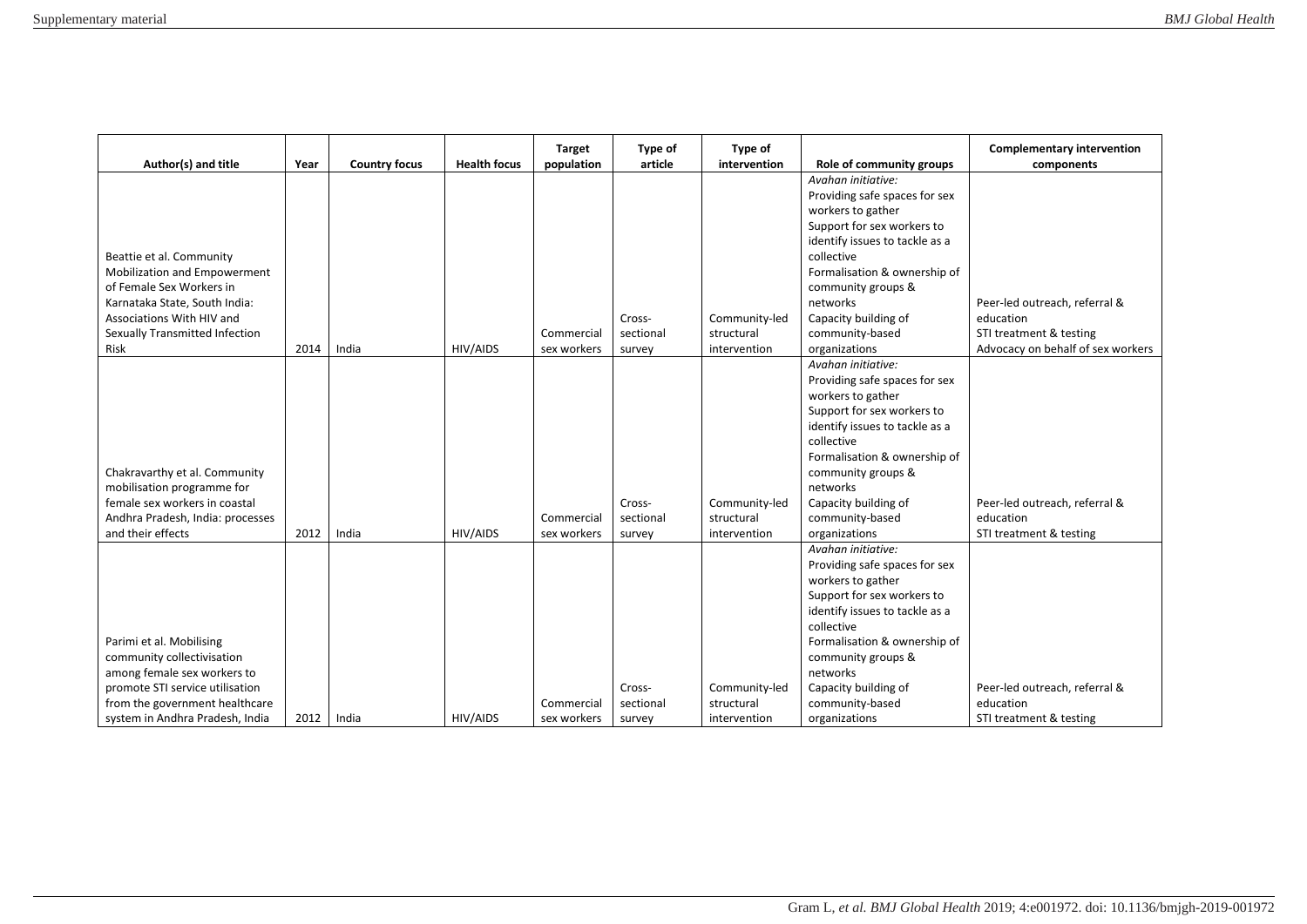| Author(s) and title | Year | Country focus | Health focus | Target population | Type of article | Type of intervention | Role of community groups | Complementary intervention components |
|---|---|---|---|---|---|---|---|---|
| Beattie et al. Community Mobilization and Empowerment of Female Sex Workers in Karnataka State, South India: Associations With HIV and Sexually Transmitted Infection Risk | 2014 | India | HIV/AIDS | Commercial sex workers | Cross-sectional survey | Community-led structural intervention | *Avahan initiative:* Providing safe spaces for sex workers to gather Support for sex workers to identify issues to tackle as a collective Formalisation & ownership of community groups & networks Capacity building of community-based organizations | Peer-led outreach, referral & education STI treatment & testing Advocacy on behalf of sex workers |
| Chakravarthy et al. Community mobilisation programme for female sex workers in coastal Andhra Pradesh, India: processes and their effects | 2012 | India | HIV/AIDS | Commercial sex workers | Cross-sectional survey | Community-led structural intervention | *Avahan initiative:* Providing safe spaces for sex workers to gather Support for sex workers to identify issues to tackle as a collective Formalisation & ownership of community groups & networks Capacity building of community-based organizations | Peer-led outreach, referral & education STI treatment & testing |
| Parimi et al. Mobilising community collectivisation among female sex workers to promote STI service utilisation from the government healthcare system in Andhra Pradesh, India | 2012 | India | HIV/AIDS | Commercial sex workers | Cross-sectional survey | Community-led structural intervention | *Avahan initiative:* Providing safe spaces for sex workers to gather Support for sex workers to identify issues to tackle as a collective Formalisation & ownership of community groups & networks Capacity building of community-based organizations | Peer-led outreach, referral & education STI treatment & testing |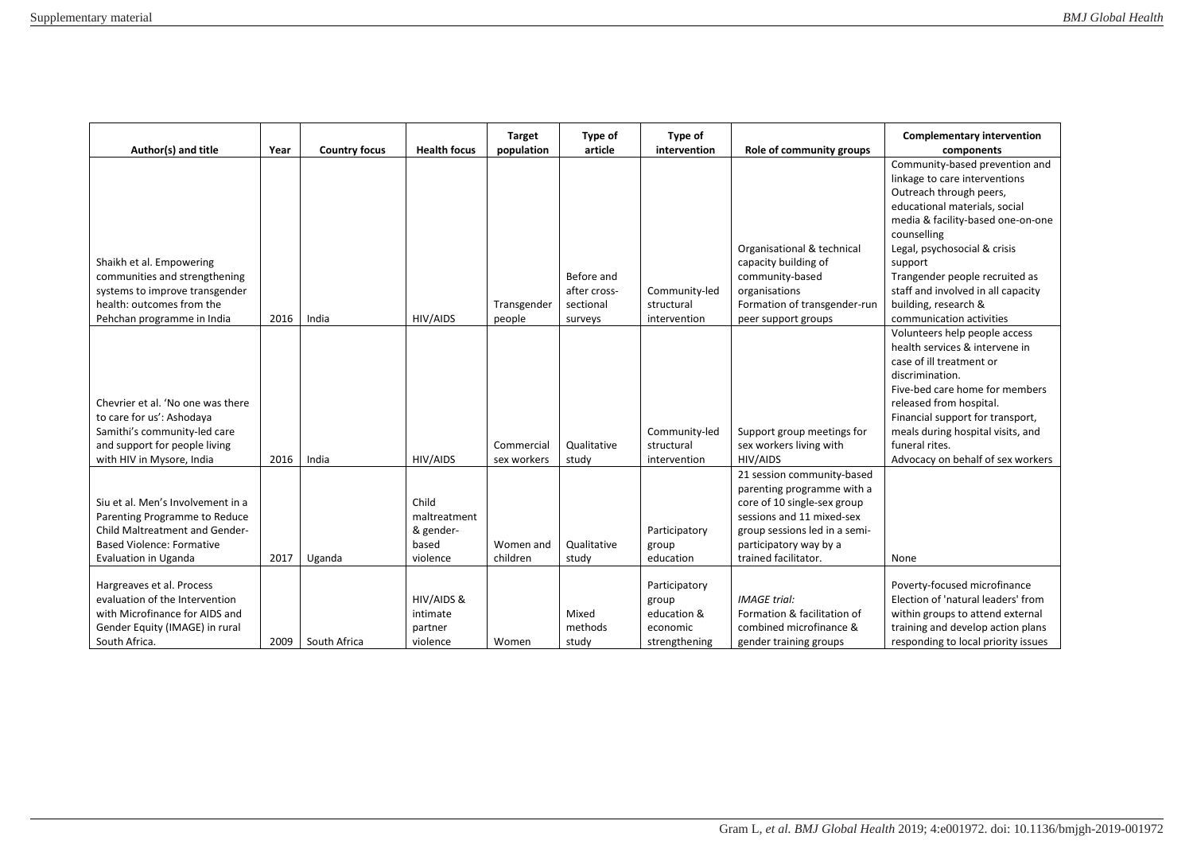| Author(s) and title | Year | Country focus | Health focus | Target population | Type of article | Type of intervention | Role of community groups | Complementary intervention components |
|---|---|---|---|---|---|---|---|---|
| Shaikh et al. Empowering communities and strengthening systems to improve transgender health: outcomes from the Pehchan programme in India | 2016 | India | HIV/AIDS | Transgender people | Before and after cross-sectional surveys | Community-led structural intervention | Organisational & technical capacity building of community-based organisations<br>Formation of transgender-run peer support groups | Community-based prevention and linkage to care interventions<br>Outreach through peers, educational materials, social media & facility-based one-on-one counselling<br>Legal, psychosocial & crisis support<br>Trangender people recruited as staff and involved in all capacity building, research & communication activities |
| Chevrier et al. 'No one was there to care for us': Ashodaya Samithi's community-led care and support for people living with HIV in Mysore, India | 2016 | India | HIV/AIDS | Commercial sex workers | Qualitative study | Community-led structural intervention | Support group meetings for sex workers living with HIV/AIDS | Volunteers help people access health services & intervene in case of ill treatment or discrimination.<br>Five-bed care home for members released from hospital.<br>Financial support for transport, meals during hospital visits, and funeral rites.<br>Advocacy on behalf of sex workers |
| Siu et al. Men's Involvement in a Parenting Programme to Reduce Child Maltreatment and Gender-Based Violence: Formative Evaluation in Uganda | 2017 | Uganda | Child maltreatment & gender-based violence | Women and children | Qualitative study | Participatory group education | 21 session community-based parenting programme with a core of 10 single-sex group sessions and 11 mixed-sex group sessions led in a semi-participatory way by a trained facilitator. | None |
| Hargreaves et al. Process evaluation of the Intervention with Microfinance for AIDS and Gender Equity (IMAGE) in rural South Africa. | 2009 | South Africa | HIV/AIDS & intimate partner violence | Women | Mixed methods study | Participatory group education & economic strengthening | *IMAGE trial:*<br>Formation & facilitation of combined microfinance & gender training groups | Poverty-focused microfinance<br>Election of 'natural leaders' from within groups to attend external training and develop action plans responding to local priority issues |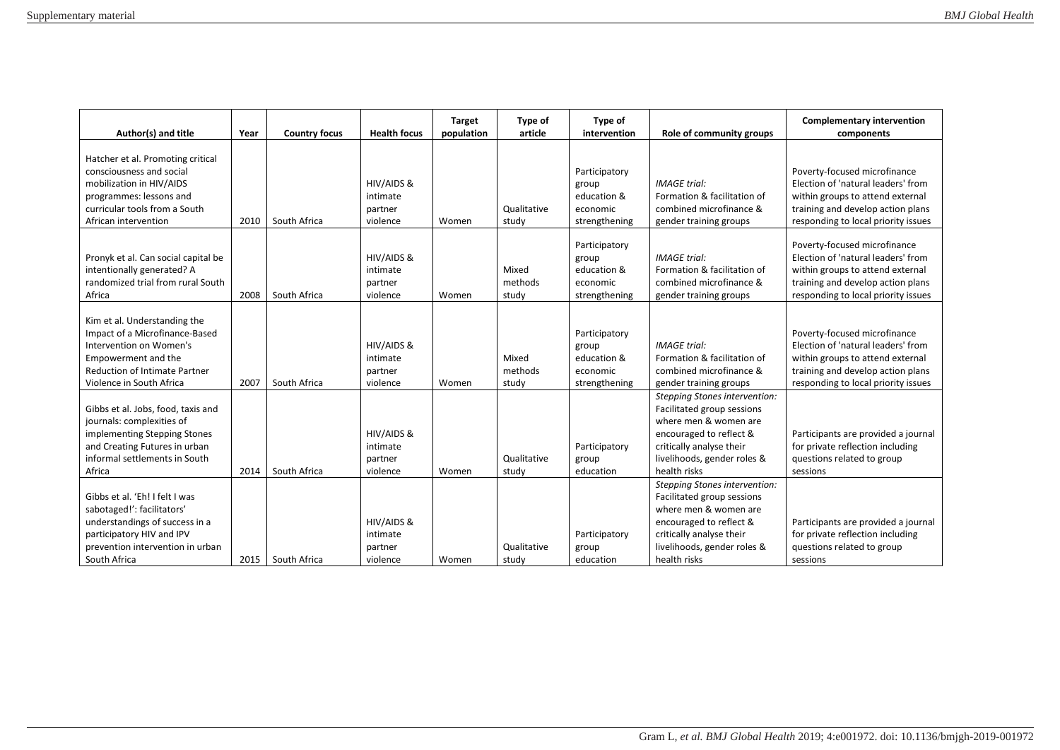| Author(s) and title | Year | Country focus | Health focus | Target population | Type of article | Type of intervention | Role of community groups | Complementary intervention components |
|---|---|---|---|---|---|---|---|---|
| Hatcher et al. Promoting critical consciousness and social mobilization in HIV/AIDS programmes: lessons and curricular tools from a South African intervention | 2010 | South Africa | HIV/AIDS & intimate partner violence | Women | Qualitative study | Participatory group education & economic strengthening | *IMAGE trial:* Formation & facilitation of combined microfinance & gender training groups | Poverty-focused microfinance Election of 'natural leaders' from within groups to attend external training and develop action plans responding to local priority issues |
| Pronyk et al. Can social capital be intentionally generated? A randomized trial from rural South Africa | 2008 | South Africa | HIV/AIDS & intimate partner violence | Women | Mixed methods study | Participatory group education & economic strengthening | *IMAGE trial:* Formation & facilitation of combined microfinance & gender training groups | Poverty-focused microfinance Election of 'natural leaders' from within groups to attend external training and develop action plans responding to local priority issues |
| Kim et al. Understanding the Impact of a Microfinance-Based Intervention on Women's Empowerment and the Reduction of Intimate Partner Violence in South Africa | 2007 | South Africa | HIV/AIDS & intimate partner violence | Women | Mixed methods study | Participatory group education & economic strengthening | *IMAGE trial:* Formation & facilitation of combined microfinance & gender training groups | Poverty-focused microfinance Election of 'natural leaders' from within groups to attend external training and develop action plans responding to local priority issues |
| Gibbs et al. Jobs, food, taxis and journals: complexities of implementing Stepping Stones and Creating Futures in urban informal settlements in South Africa | 2014 | South Africa | HIV/AIDS & intimate partner violence | Women | Qualitative study | Participatory group education | *Stepping Stones intervention:* Facilitated group sessions where men & women are encouraged to reflect & critically analyse their livelihoods, gender roles & health risks | Participants are provided a journal for private reflection including questions related to group sessions |
| Gibbs et al. 'Eh! I felt I was sabotaged!': facilitators' understandings of success in a participatory HIV and IPV prevention intervention in urban South Africa | 2015 | South Africa | HIV/AIDS & intimate partner violence | Women | Qualitative study | Participatory group education | *Stepping Stones intervention:* Facilitated group sessions where men & women are encouraged to reflect & critically analyse their livelihoods, gender roles & health risks | Participants are provided a journal for private reflection including questions related to group sessions |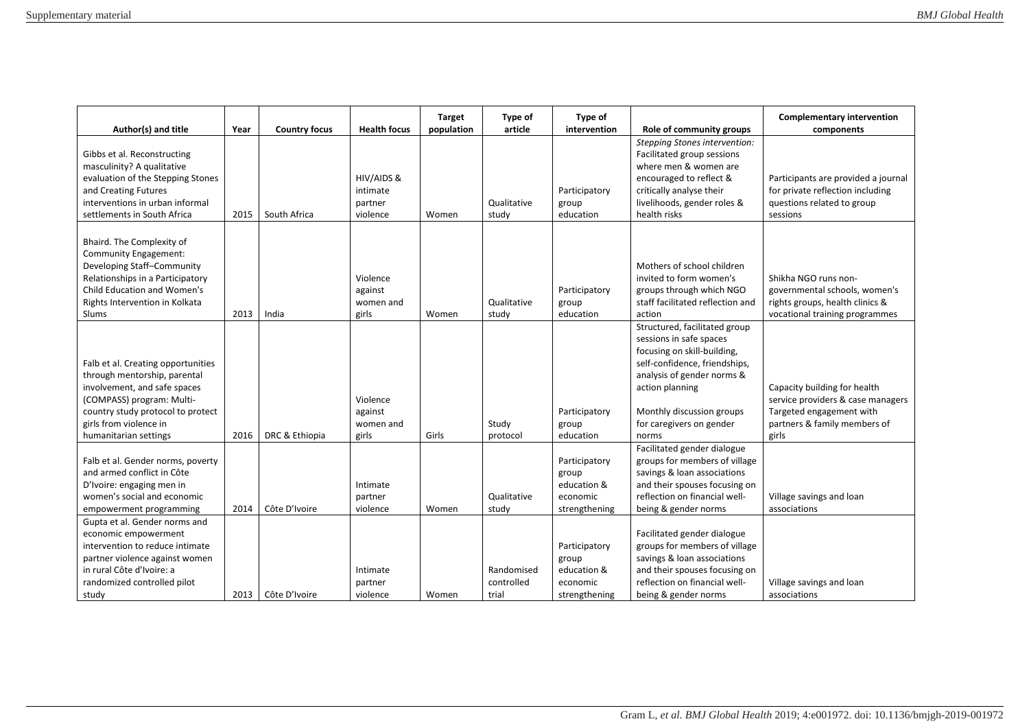| Author(s) and title | Year | Country focus | Health focus | Target population | Type of article | Type of intervention | Role of community groups | Complementary intervention components |
|---|---|---|---|---|---|---|---|---|
| Gibbs et al. Reconstructing masculinity? A qualitative evaluation of the Stepping Stones and Creating Futures interventions in urban informal settlements in South Africa | 2015 | South Africa | HIV/AIDS & intimate partner violence | Women | Qualitative study | Participatory group education | *Stepping Stones intervention:* Facilitated group sessions where men & women are encouraged to reflect & critically analyse their livelihoods, gender roles & health risks | Participants are provided a journal for private reflection including questions related to group sessions |
| Bhaird. The Complexity of Community Engagement: Developing Staff–Community Relationships in a Participatory Child Education and Women's Rights Intervention in Kolkata Slums | 2013 | India | Violence against women and girls | Women | Qualitative study | Participatory group education | Mothers of school children invited to form women's groups through which NGO staff facilitated reflection and action | Shikha NGO runs non-governmental schools, women's rights groups, health clinics & vocational training programmes |
| Falb et al. Creating opportunities through mentorship, parental involvement, and safe spaces (COMPASS) program: Multi-country study protocol to protect girls from violence in humanitarian settings | 2016 | DRC & Ethiopia | Violence against women and girls | Girls | Study protocol | Participatory group education | Structured, facilitated group sessions in safe spaces focusing on skill-building, self-confidence, friendships, analysis of gender norms & action planning<br><br>Monthly discussion groups for caregivers on gender norms | Capacity building for health service providers & case managers<br>Targeted engagement with partners & family members of girls |
| Falb et al. Gender norms, poverty and armed conflict in Côte D'Ivoire: engaging men in women's social and economic empowerment programming | 2014 | Côte D'Ivoire | Intimate partner violence | Women | Qualitative study | Participatory group education & economic strengthening | Facilitated gender dialogue groups for members of village savings & loan associations and their spouses focusing on reflection on financial well-being & gender norms | Village savings and loan associations |
| Gupta et al. Gender norms and economic empowerment intervention to reduce intimate partner violence against women in rural Côte d'Ivoire: a randomized controlled pilot study | 2013 | Côte D'Ivoire | Intimate partner violence | Women | Randomised controlled trial | Participatory group education & economic strengthening | Facilitated gender dialogue groups for members of village savings & loan associations and their spouses focusing on reflection on financial well-being & gender norms | Village savings and loan associations |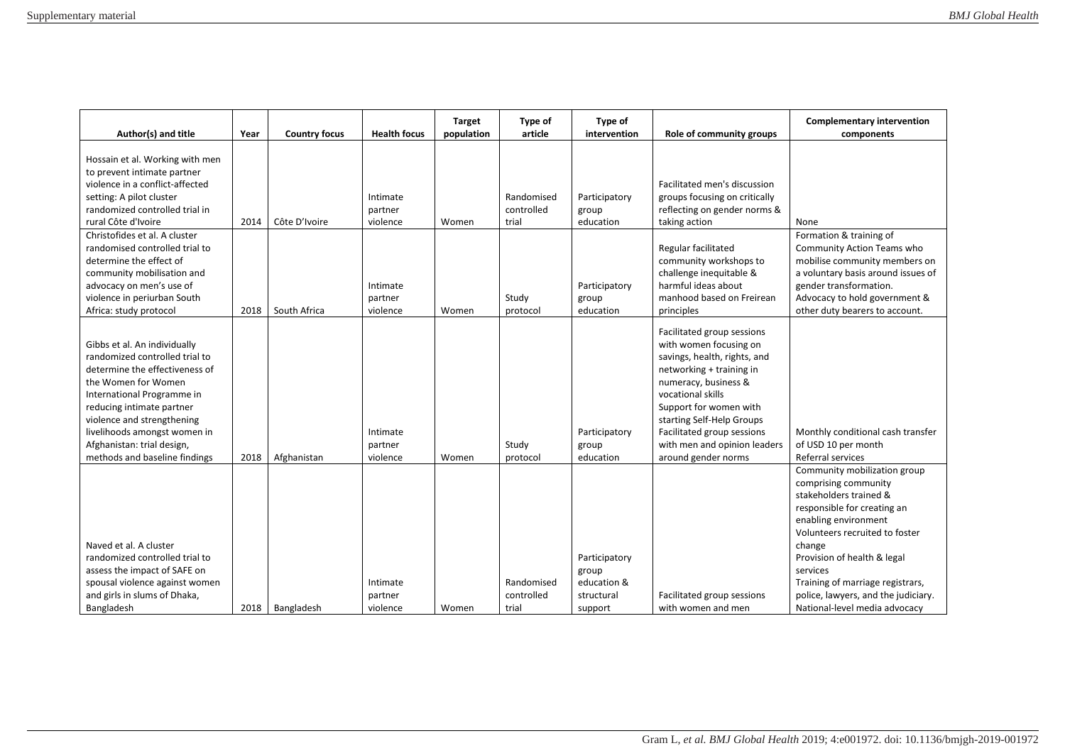| Author(s) and title | Year | Country focus | Health focus | Target population | Type of article | Type of intervention | Role of community groups | Complementary intervention components |
|---|---|---|---|---|---|---|---|---|
| Hossain et al. Working with men to prevent intimate partner violence in a conflict-affected setting: A pilot cluster randomized controlled trial in rural Côte d'Ivoire | 2014 | Côte D'Ivoire | Intimate partner violence | Women | Randomised controlled trial | Participatory group education | Facilitated men's discussion groups focusing on critically reflecting on gender norms & taking action | None |
| Christofides et al. A cluster randomised controlled trial to determine the effect of community mobilisation and advocacy on men's use of violence in periurban South Africa: study protocol | 2018 | South Africa | Intimate partner violence | Women | Study protocol | Participatory group education | Regular facilitated community workshops to challenge inequitable & harmful ideas about manhood based on Freirean principles | Formation & training of Community Action Teams who mobilise community members on a voluntary basis around issues of gender transformation. Advocacy to hold government & other duty bearers to account. |
| Gibbs et al. An individually randomized controlled trial to determine the effectiveness of the Women for Women International Programme in reducing intimate partner violence and strengthening livelihoods amongst women in Afghanistan: trial design, methods and baseline findings | 2018 | Afghanistan | Intimate partner violence | Women | Study protocol | Participatory group education | Facilitated group sessions with women focusing on savings, health, rights, and networking + training in numeracy, business & vocational skills<br>Support for women with starting Self-Help Groups<br>Facilitated group sessions with men and opinion leaders around gender norms | Monthly conditional cash transfer of USD 10 per month<br>Referral services |
| Naved et al. A cluster randomized controlled trial to assess the impact of SAFE on spousal violence against women and girls in slums of Dhaka, Bangladesh | 2018 | Bangladesh | Intimate partner violence | Women | Randomised controlled trial | Participatory group education & structural support | Facilitated group sessions with women and men | Community mobilization group comprising community stakeholders trained & responsible for creating an enabling environment<br>Volunteers recruited to foster change<br>Provision of health & legal services<br>Training of marriage registrars, police, lawyers, and the judiciary.<br>National-level media advocacy |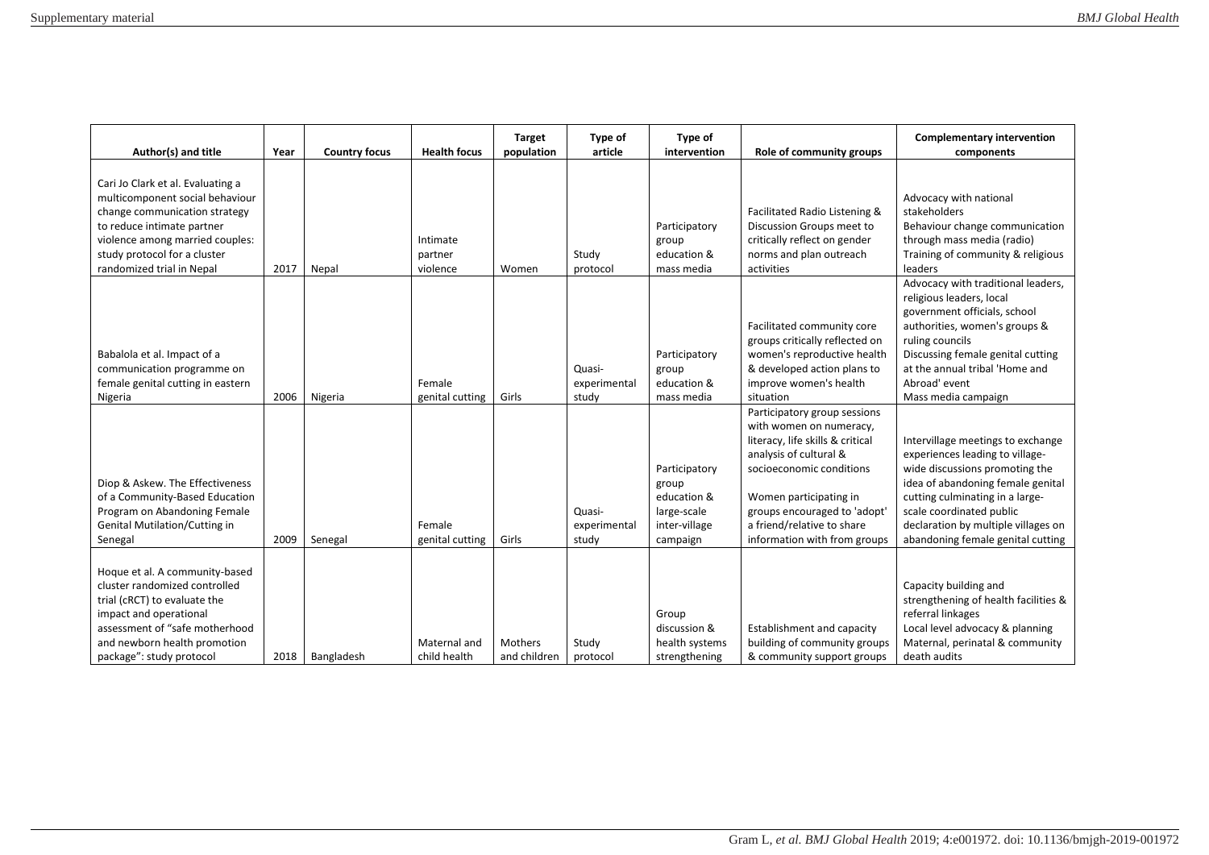| Author(s) and title | Year | Country focus | Health focus | Target population | Type of article | Type of intervention | Role of community groups | Complementary intervention components |
|---|---|---|---|---|---|---|---|---|
| Cari Jo Clark et al. Evaluating a multicomponent social behaviour change communication strategy to reduce intimate partner violence among married couples: study protocol for a cluster randomized trial in Nepal | 2017 | Nepal | Intimate partner violence | Women | Study protocol | Participatory group education & mass media | Facilitated Radio Listening & Discussion Groups meet to critically reflect on gender norms and plan outreach activities | Advocacy with national stakeholders<br>Behaviour change communication through mass media (radio)<br>Training of community & religious leaders |
| Babalola et al. Impact of a communication programme on female genital cutting in eastern Nigeria | 2006 | Nigeria | Female genital cutting | Girls | Quasi-experimental study | Participatory group education & mass media | Facilitated community core groups critically reflected on women's reproductive health & developed action plans to improve women's health situation | Advocacy with traditional leaders, religious leaders, local government officials, school authorities, women's groups & ruling councils<br>Discussing female genital cutting at the annual tribal 'Home and Abroad' event<br>Mass media campaign |
| Diop & Askew. The Effectiveness of a Community-Based Education Program on Abandoning Female Genital Mutilation/Cutting in Senegal | 2009 | Senegal | Female genital cutting | Girls | Quasi-experimental study | Participatory group education & large-scale inter-village campaign | Participatory group sessions with women on numeracy, literacy, life skills & critical analysis of cultural & socioeconomic conditions<br><br>Women participating in groups encouraged to 'adopt' a friend/relative to share information with from groups | Intervillage meetings to exchange experiences leading to village-wide discussions promoting the idea of abandoning female genital cutting culminating in a large-scale coordinated public declaration by multiple villages on abandoning female genital cutting |
| Hoque et al. A community-based cluster randomized controlled trial (cRCT) to evaluate the impact and operational assessment of "safe motherhood and newborn health promotion package": study protocol | 2018 | Bangladesh | Maternal and child health | Mothers and children | Study protocol | Group discussion & health systems strengthening | Establishment and capacity building of community groups & community support groups | Capacity building and strengthening of health facilities & referral linkages<br>Local level advocacy & planning<br>Maternal, perinatal & community death audits |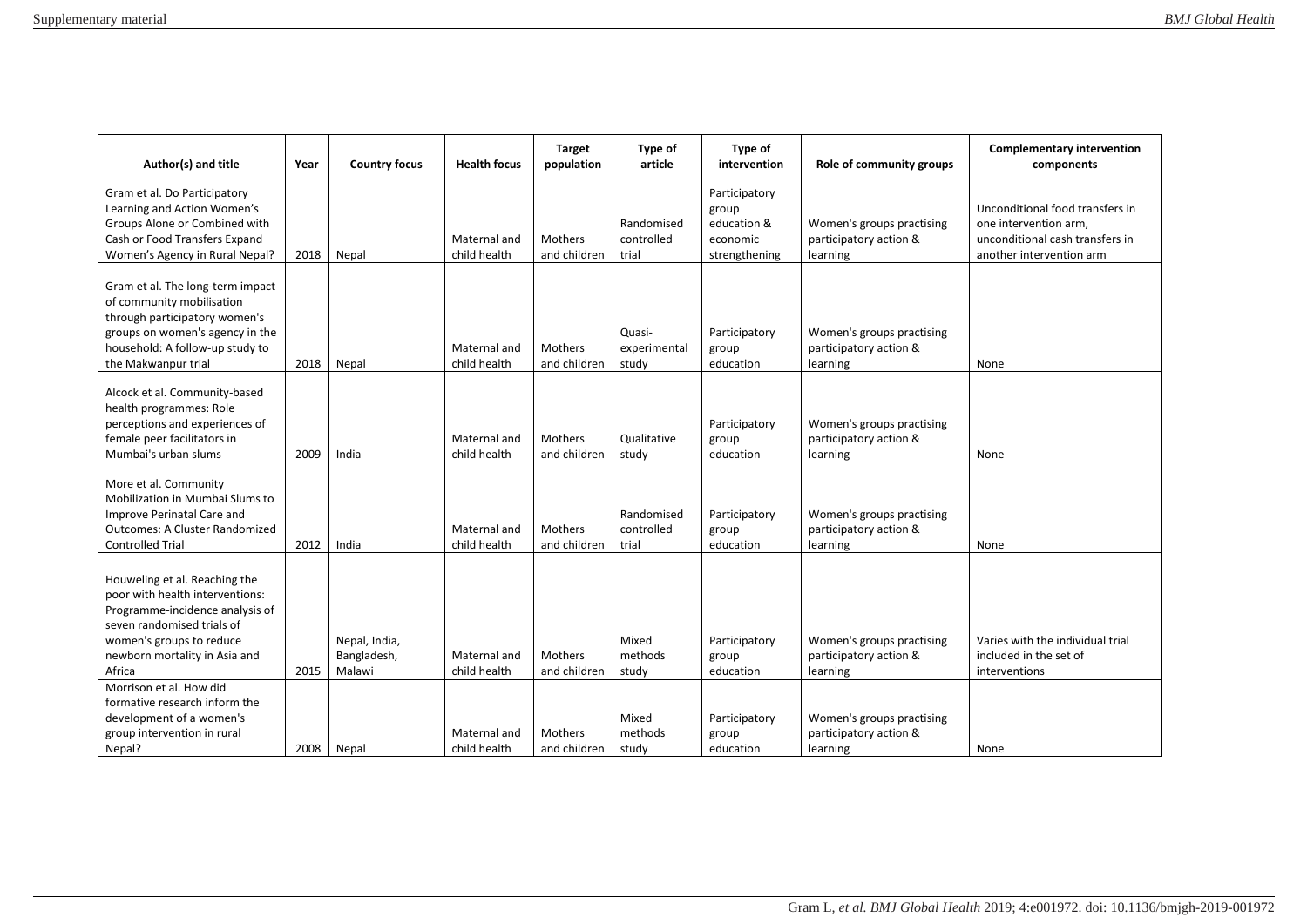| Author(s) and title | Year | Country focus | Health focus | Target population | Type of article | Type of intervention | Role of community groups | Complementary intervention components |
|---|---|---|---|---|---|---|---|---|
| Gram et al. Do Participatory Learning and Action Women's Groups Alone or Combined with Cash or Food Transfers Expand Women's Agency in Rural Nepal? | 2018 | Nepal | Maternal and child health | Mothers and children | Randomised controlled trial | Participatory group education & economic strengthening | Women's groups practising participatory action & learning | Unconditional food transfers in one intervention arm, unconditional cash transfers in another intervention arm |
| Gram et al. The long-term impact of community mobilisation through participatory women's groups on women's agency in the household: A follow-up study to the Makwanpur trial | 2018 | Nepal | Maternal and child health | Mothers and children | Quasi-experimental study | Participatory group education | Women's groups practising participatory action & learning | None |
| Alcock et al. Community-based health programmes: Role perceptions and experiences of female peer facilitators in Mumbai's urban slums | 2009 | India | Maternal and child health | Mothers and children | Qualitative study | Participatory group education | Women's groups practising participatory action & learning | None |
| More et al. Community Mobilization in Mumbai Slums to Improve Perinatal Care and Outcomes: A Cluster Randomized Controlled Trial | 2012 | India | Maternal and child health | Mothers and children | Randomised controlled trial | Participatory group education | Women's groups practising participatory action & learning | None |
| Houweling et al. Reaching the poor with health interventions: Programme-incidence analysis of seven randomised trials of women's groups to reduce newborn mortality in Asia and Africa | 2015 | Nepal, India, Bangladesh, Malawi | Maternal and child health | Mothers and children | Mixed methods study | Participatory group education | Women's groups practising participatory action & learning | Varies with the individual trial included in the set of interventions |
| Morrison et al. How did formative research inform the development of a women's group intervention in rural Nepal? | 2008 | Nepal | Maternal and child health | Mothers and children | Mixed methods study | Participatory group education | Women's groups practising participatory action & learning | None |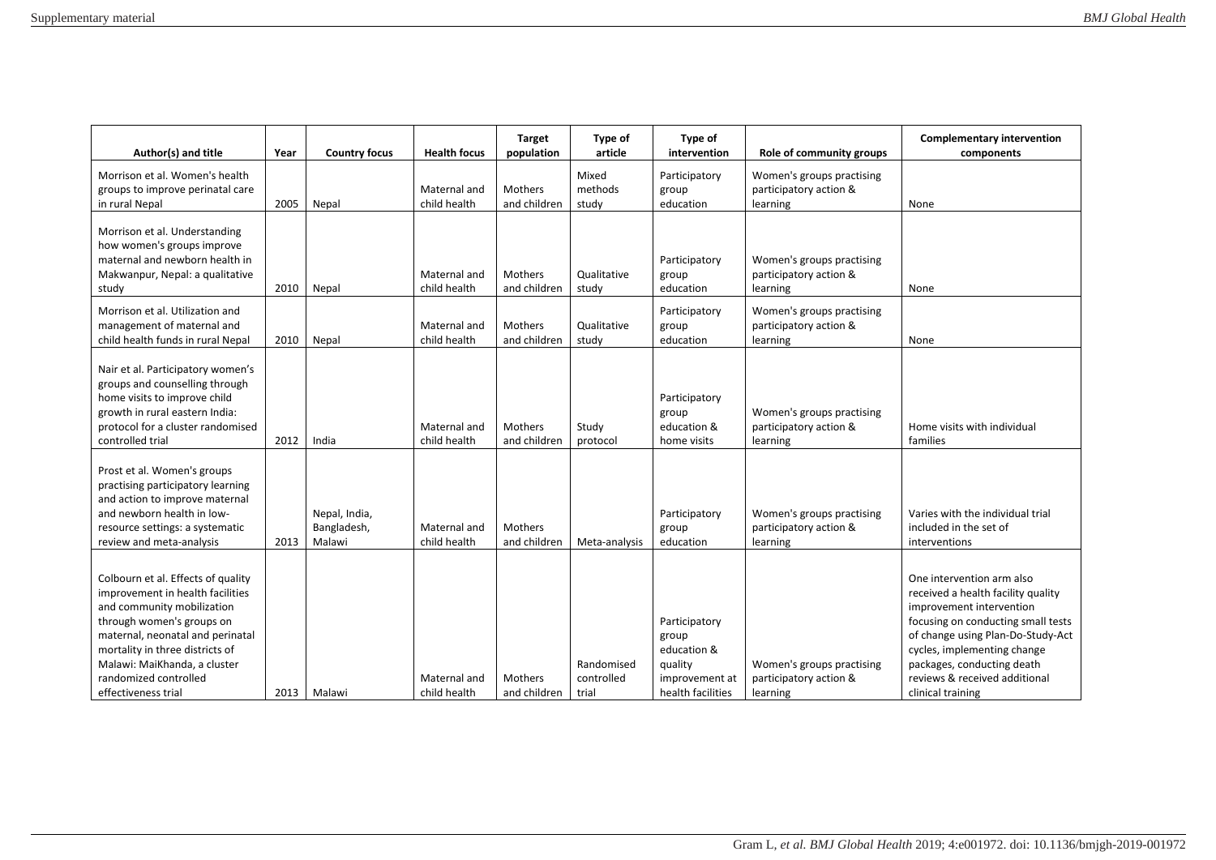| Author(s) and title | Year | Country focus | Health focus | Target population | Type of article | Type of intervention | Role of community groups | Complementary intervention components |
|---|---|---|---|---|---|---|---|---|
| Morrison et al. Women's health groups to improve perinatal care in rural Nepal | 2005 | Nepal | Maternal and child health | Mothers and children | Mixed methods study | Participatory group education | Women's groups practising participatory action & learning | None |
| Morrison et al. Understanding how women's groups improve maternal and newborn health in Makwanpur, Nepal: a qualitative study | 2010 | Nepal | Maternal and child health | Mothers and children | Qualitative study | Participatory group education | Women's groups practising participatory action & learning | None |
| Morrison et al. Utilization and management of maternal and child health funds in rural Nepal | 2010 | Nepal | Maternal and child health | Mothers and children | Qualitative study | Participatory group education | Women's groups practising participatory action & learning | None |
| Nair et al. Participatory women's groups and counselling through home visits to improve child growth in rural eastern India: protocol for a cluster randomised controlled trial | 2012 | India | Maternal and child health | Mothers and children | Study protocol | Participatory group education & home visits | Women's groups practising participatory action & learning | Home visits with individual families |
| Prost et al. Women's groups practising participatory learning and action to improve maternal and newborn health in low-resource settings: a systematic review and meta-analysis | 2013 | Nepal, India, Bangladesh, Malawi | Maternal and child health | Mothers and children | Meta-analysis | Participatory group education | Women's groups practising participatory action & learning | Varies with the individual trial included in the set of interventions |
| Colbourn et al. Effects of quality improvement in health facilities and community mobilization through women's groups on maternal, neonatal and perinatal mortality in three districts of Malawi: MaiKhanda, a cluster randomized controlled effectiveness trial | 2013 | Malawi | Maternal and child health | Mothers and children | Randomised controlled trial | Participatory group education & quality improvement at health facilities | Women's groups practising participatory action & learning | One intervention arm also received a health facility quality improvement intervention focusing on conducting small tests of change using Plan-Do-Study-Act cycles, implementing change packages, conducting death reviews & received additional clinical training |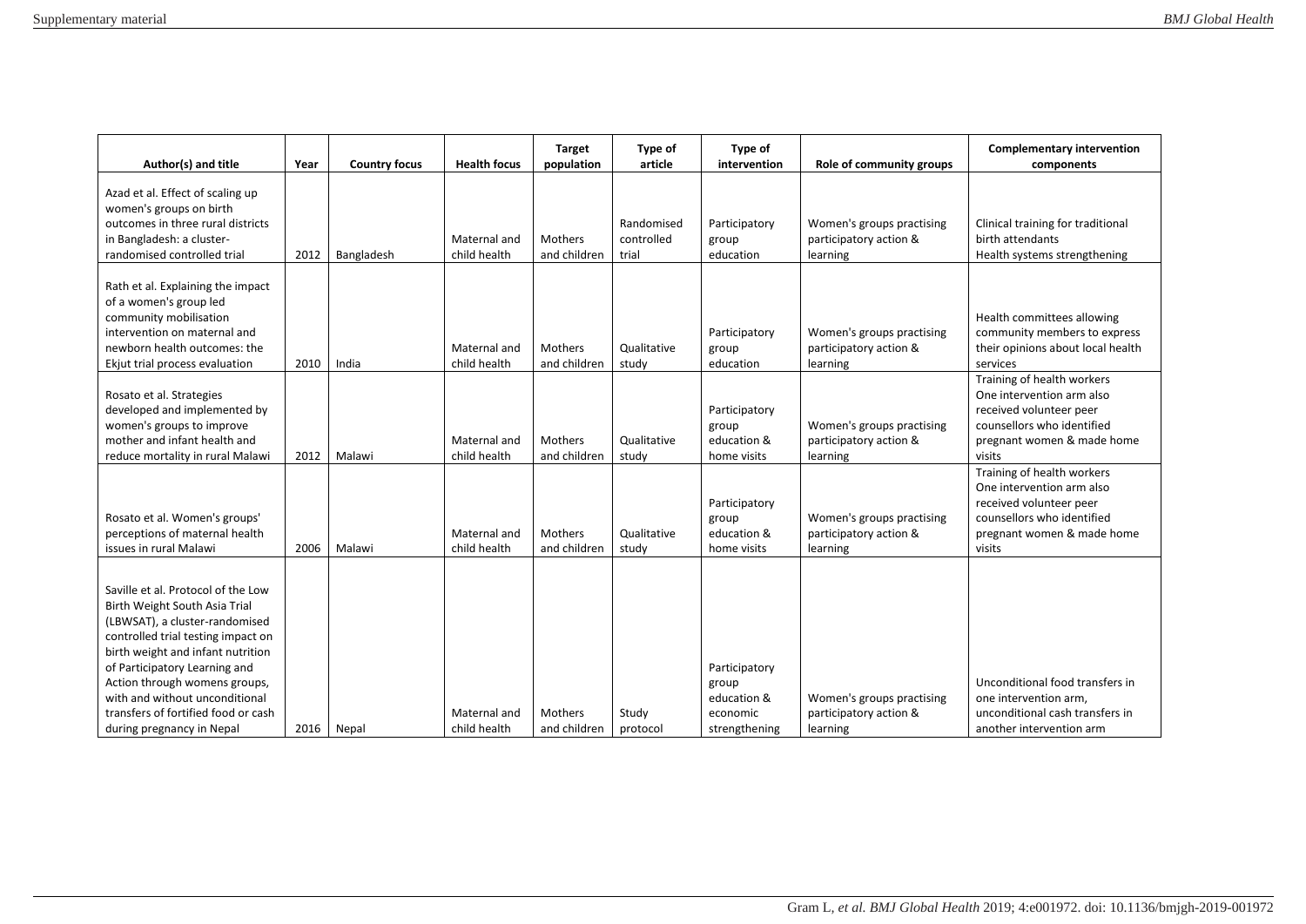| Author(s) and title | Year | Country focus | Health focus | Target population | Type of article | Type of intervention | Role of community groups | Complementary intervention components |
|---|---|---|---|---|---|---|---|---|
| Azad et al. Effect of scaling up women's groups on birth outcomes in three rural districts in Bangladesh: a cluster-randomised controlled trial | 2012 | Bangladesh | Maternal and child health | Mothers and children | Randomised controlled trial | Participatory group education | Women's groups practising participatory action & learning | Clinical training for traditional birth attendants Health systems strengthening |
| Rath et al. Explaining the impact of a women's group led community mobilisation intervention on maternal and newborn health outcomes: the Ekjut trial process evaluation | 2010 | India | Maternal and child health | Mothers and children | Qualitative study | Participatory group education | Women's groups practising participatory action & learning | Health committees allowing community members to express their opinions about local health services |
| Rosato et al. Strategies developed and implemented by women's groups to improve mother and infant health and reduce mortality in rural Malawi | 2012 | Malawi | Maternal and child health | Mothers and children | Qualitative study | Participatory group education & home visits | Women's groups practising participatory action & learning | Training of health workers One intervention arm also received volunteer peer counsellors who identified pregnant women & made home visits |
| Rosato et al. Women's groups' perceptions of maternal health issues in rural Malawi | 2006 | Malawi | Maternal and child health | Mothers and children | Qualitative study | Participatory group education & home visits | Women's groups practising participatory action & learning | Training of health workers One intervention arm also received volunteer peer counsellors who identified pregnant women & made home visits |
| Saville et al. Protocol of the Low Birth Weight South Asia Trial (LBWSAT), a cluster-randomised controlled trial testing impact on birth weight and infant nutrition of Participatory Learning and Action through womens groups, with and without unconditional transfers of fortified food or cash during pregnancy in Nepal | 2016 | Nepal | Maternal and child health | Mothers and children | Study protocol | Participatory group education & economic strengthening | Women's groups practising participatory action & learning | Unconditional food transfers in one intervention arm, unconditional cash transfers in another intervention arm |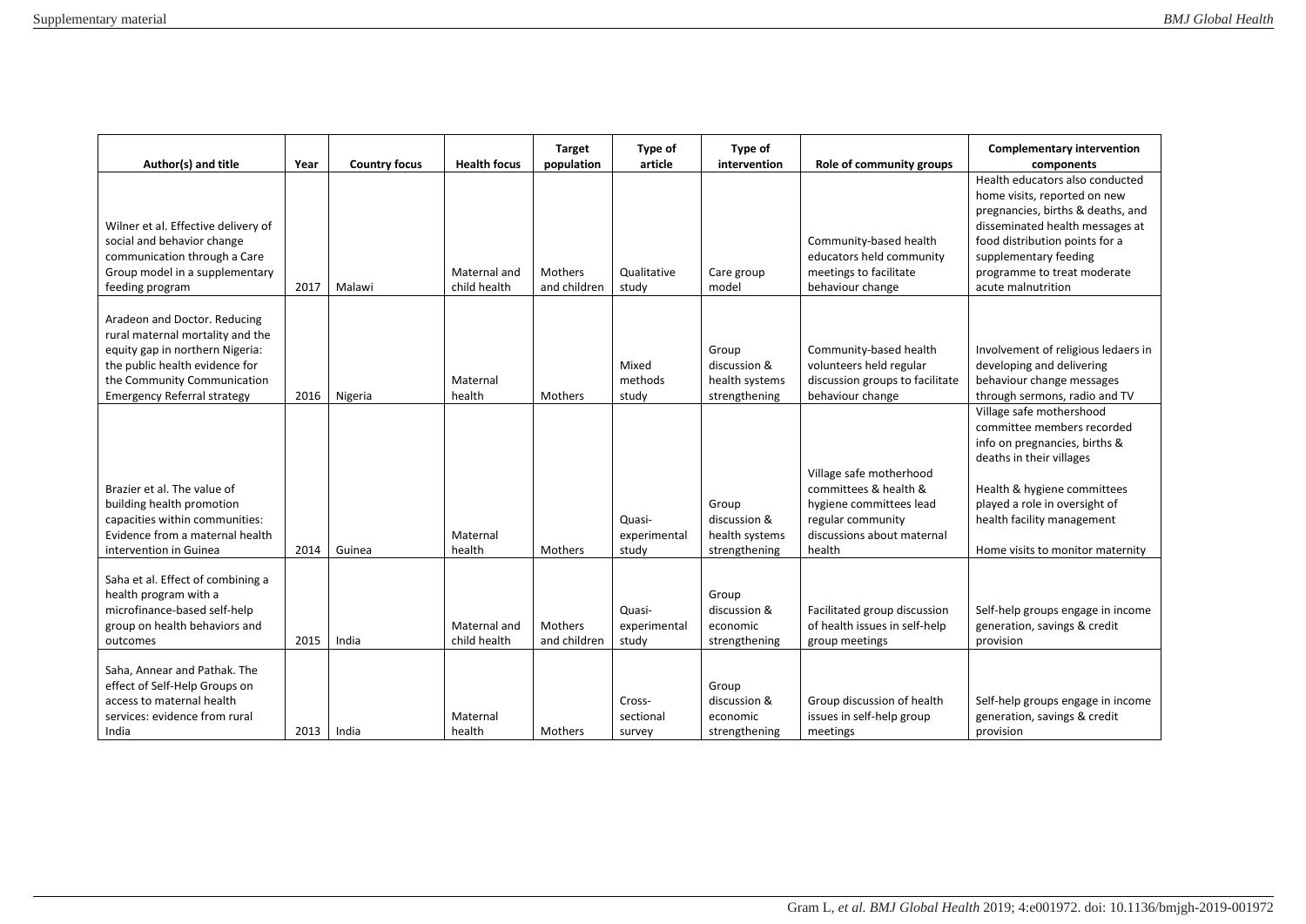| Author(s) and title | Year | Country focus | Health focus | Target population | Type of article | Type of intervention | Role of community groups | Complementary intervention components |
|---|---|---|---|---|---|---|---|---|
| Wilner et al. Effective delivery of social and behavior change communication through a Care Group model in a supplementary feeding program | 2017 | Malawi | Maternal and child health | Mothers and children | Qualitative study | Care group model | Community-based health educators held community meetings to facilitate behaviour change | Health educators also conducted home visits, reported on new pregnancies, births & deaths, and disseminated health messages at food distribution points for a supplementary feeding programme to treat moderate acute malnutrition |
| Aradeon and Doctor. Reducing rural maternal mortality and the equity gap in northern Nigeria: the public health evidence for the Community Communication Emergency Referral strategy | 2016 | Nigeria | Maternal health | Mothers | Mixed methods study | Group discussion & health systems strengthening | Community-based health volunteers held regular discussion groups to facilitate behaviour change | Involvement of religious ledaers in developing and delivering behaviour change messages through sermons, radio and TV |
| Brazier et al. The value of building health promotion capacities within communities: Evidence from a maternal health intervention in Guinea | 2014 | Guinea | Maternal health | Mothers | Quasi-experimental study | Group discussion & health systems strengthening | Village safe motherhood committees & health & hygiene committees lead regular community discussions about maternal health | Village safe mothershood committee members recorded info on pregnancies, births & deaths in their villages<br><br>Health & hygiene committees played a role in oversight of health facility management<br><br>Home visits to monitor maternity |
| Saha et al. Effect of combining a health program with a microfinance-based self-help group on health behaviors and outcomes | 2015 | India | Maternal and child health | Mothers and children | Quasi-experimental study | Group discussion & economic strengthening | Facilitated group discussion of health issues in self-help group meetings | Self-help groups engage in income generation, savings & credit provision |
| Saha, Annear and Pathak. The effect of Self-Help Groups on access to maternal health services: evidence from rural India | 2013 | India | Maternal health | Mothers | Cross-sectional survey | Group discussion & economic strengthening | Group discussion of health issues in self-help group meetings | Self-help groups engage in income generation, savings & credit provision |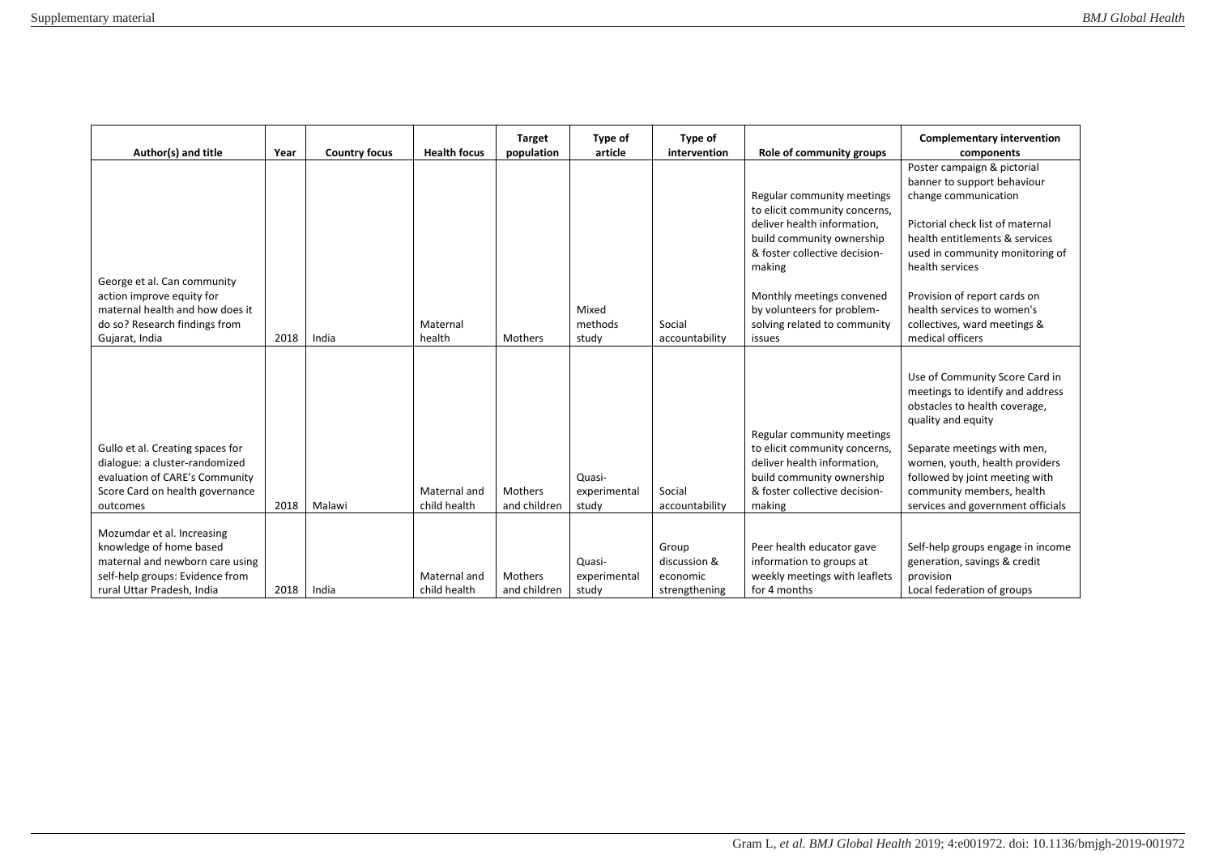| Author(s) and title | Year | Country focus | Health focus | Target population | Type of article | Type of intervention | Role of community groups | Complementary intervention components |
|---|---|---|---|---|---|---|---|---|
| George et al. Can community action improve equity for maternal health and how does it do so? Research findings from Gujarat, India | 2018 | India | Maternal health | Mothers | Mixed methods study | Social accountability | Regular community meetings to elicit community concerns, deliver health information, build community ownership & foster collective decision-making<br><br>Monthly meetings convened by volunteers for problem-solving related to community issues | Poster campaign & pictorial banner to support behaviour change communication<br><br>Pictorial check list of maternal health entitlements & services used in community monitoring of health services<br><br>Provision of report cards on health services to women's collectives, ward meetings & medical officers |
| Gullo et al. Creating spaces for dialogue: a cluster-randomized evaluation of CARE's Community Score Card on health governance outcomes | 2018 | Malawi | Maternal and child health | Mothers and children | Quasi-experimental study | Social accountability | Regular community meetings to elicit community concerns, deliver health information, build community ownership & foster collective decision-making | Use of Community Score Card in meetings to identify and address obstacles to health coverage, quality and equity<br><br>Separate meetings with men, women, youth, health providers followed by joint meeting with community members, health services and government officials |
| Mozumdar et al. Increasing knowledge of home based maternal and newborn care using self-help groups: Evidence from rural Uttar Pradesh, India | 2018 | India | Maternal and child health | Mothers and children | Quasi-experimental study | Group discussion & economic strengthening | Peer health educator gave information to groups at weekly meetings with leaflets for 4 months | Self-help groups engage in income generation, savings & credit provision<br>Local federation of groups |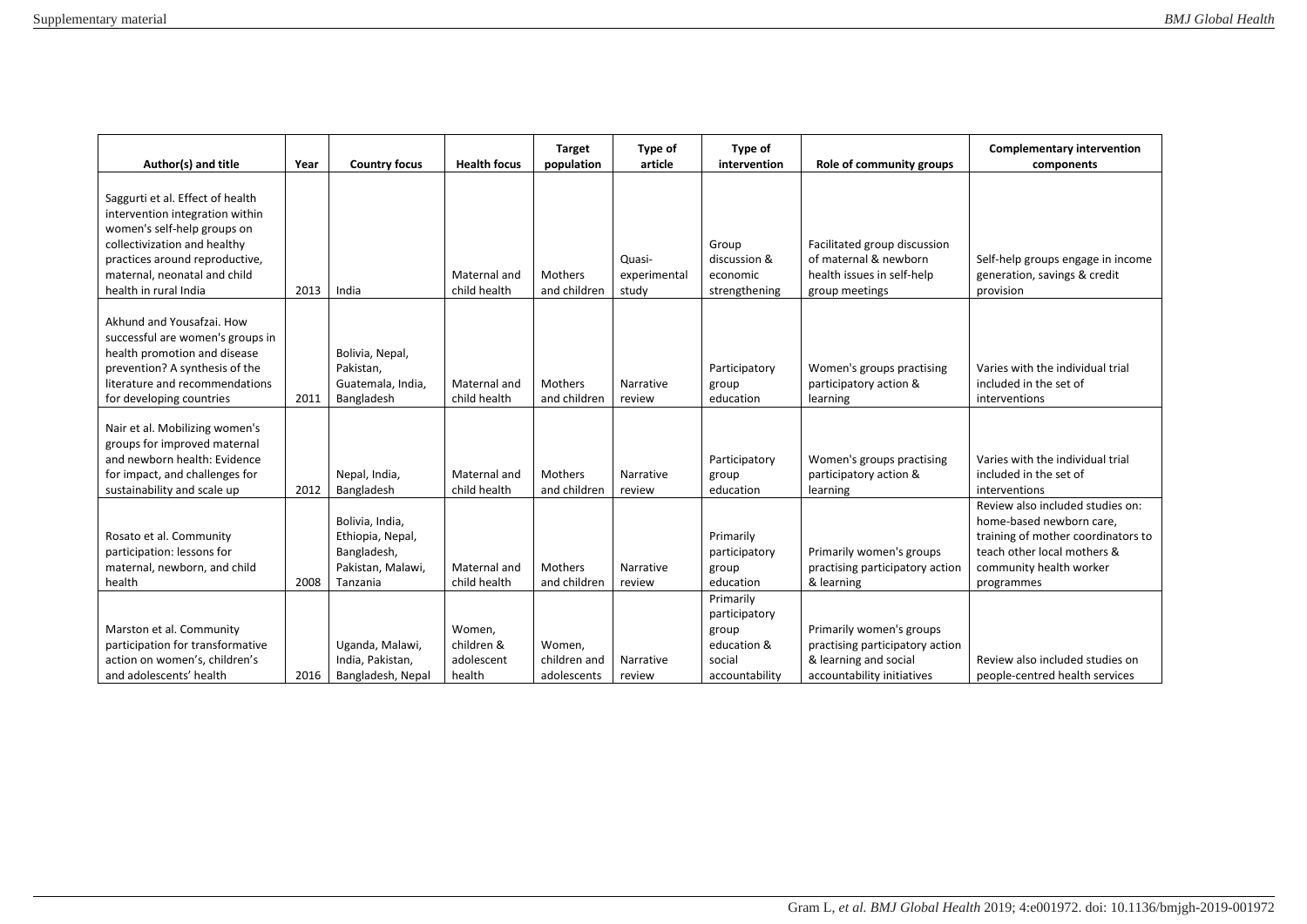| Author(s) and title | Year | Country focus | Health focus | Target population | Type of article | Type of intervention | Role of community groups | Complementary intervention components |
|---|---|---|---|---|---|---|---|---|
| Saggurti et al. Effect of health intervention integration within women's self-help groups on collectivization and healthy practices around reproductive, maternal, neonatal and child health in rural India | 2013 | India | Maternal and child health | Mothers and children | Quasi-experimental study | Group discussion & economic strengthening | Facilitated group discussion of maternal & newborn health issues in self-help group meetings | Self-help groups engage in income generation, savings & credit provision |
| Akhund and Yousafzai. How successful are women's groups in health promotion and disease prevention? A synthesis of the literature and recommendations for developing countries | 2011 | Bolivia, Nepal, Pakistan, Guatemala, India, Bangladesh | Maternal and child health | Mothers and children | Narrative review | Participatory group education | Women's groups practising participatory action & learning | Varies with the individual trial included in the set of interventions |
| Nair et al. Mobilizing women's groups for improved maternal and newborn health: Evidence for impact, and challenges for sustainability and scale up | 2012 | Nepal, India, Bangladesh | Maternal and child health | Mothers and children | Narrative review | Participatory group education | Women's groups practising participatory action & learning | Varies with the individual trial included in the set of interventions |
| Rosato et al. Community participation: lessons for maternal, newborn, and child health | 2008 | Bolivia, India, Ethiopia, Nepal, Bangladesh, Pakistan, Malawi, Tanzania | Maternal and child health | Mothers and children | Narrative review | Primarily participatory group education | Primarily women's groups practising participatory action & learning | Review also included studies on: home-based newborn care, training of mother coordinators to teach other local mothers & community health worker programmes |
| Marston et al. Community participation for transformative action on women's, children's and adolescents' health | 2016 | Uganda, Malawi, India, Pakistan, Bangladesh, Nepal | Women, children & adolescent health | Women, children and adolescents | Narrative review | Primarily participatory group education & social accountability | Primarily women's groups practising participatory action & learning and social accountability initiatives | Review also included studies on people-centred health services |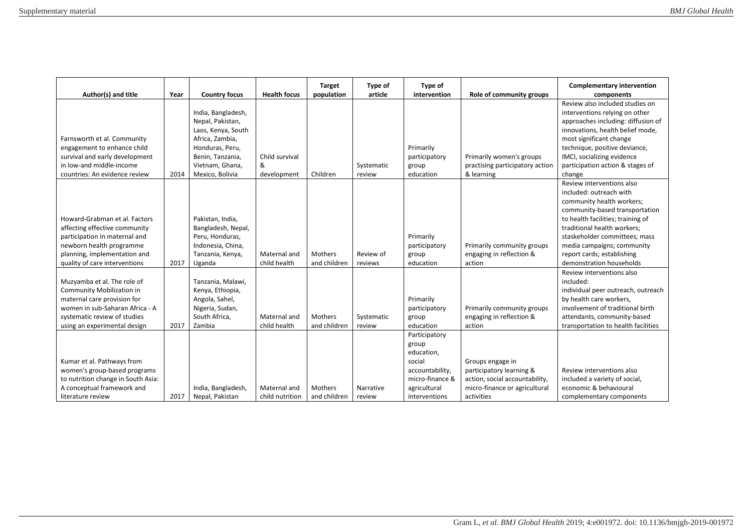| Author(s) and title | Year | Country focus | Health focus | Target population | Type of article | Type of intervention | Role of community groups | Complementary intervention components |
|---|---|---|---|---|---|---|---|---|
| Farnsworth et al. Community engagement to enhance child survival and early development in low-and middle-income countries: An evidence review | 2014 | India, Bangladesh, Nepal, Pakistan, Laos, Kenya, South Africa, Zambia, Honduras, Peru, Benin, Tanzania, Vietnam, Ghana, Mexico, Bolivia | Child survival & development | Children | Systematic review | Primarily participatory group education | Primarily women's groups practising participatory action & learning | Review also included studies on interventions relying on other approaches including: diffusion of innovations, health belief mode, most significant change technique, positive deviance, IMCI, socializing evidence participation action & stages of change |
| Howard-Grabman et al. Factors affecting effective community participation in maternal and newborn health programme planning, implementation and quality of care interventions | 2017 | Pakistan, India, Bangladesh, Nepal, Peru, Honduras, Indonesia, China, Tanzania, Kenya, Uganda | Maternal and child health | Mothers and children | Review of reviews | Primarily participatory group education | Primarily community groups engaging in reflection & action | Review interventions also included: outreach with community health workers; community-based transportation to health facilities; training of traditional health workers; staskeholder committees; mass media campaigns; community report cards; establishing demonstration households |
| Muzyamba et al. The role of Community Mobilization in maternal care provision for women in sub-Saharan Africa - A systematic review of studies using an experimental design | 2017 | Tanzania, Malawi, Kenya, Ethiopia, Angola, Sahel, Nigeria, Sudan, South Africa, Zambia | Maternal and child health | Mothers and children | Systematic review | Primarily participatory group education | Primarily community groups engaging in reflection & action | Review interventions also included: individual peer outreach, outreach by health care workers, involvement of traditional birth attendants, community-based transportation to health facilities |
| Kumar et al. Pathways from women's group-based programs to nutrition change in South Asia: A conceptual framework and literature review | 2017 | India, Bangladesh, Nepal, Pakistan | Maternal and child nutrition | Mothers and children | Narrative review | Participatory group education, social accountability, micro-finance & agricultural interventions | Groups engage in participatory learning & action, social accountability, micro-finance or agricultural activities | Review interventions also included a variety of social, economic & behavioural complementary components |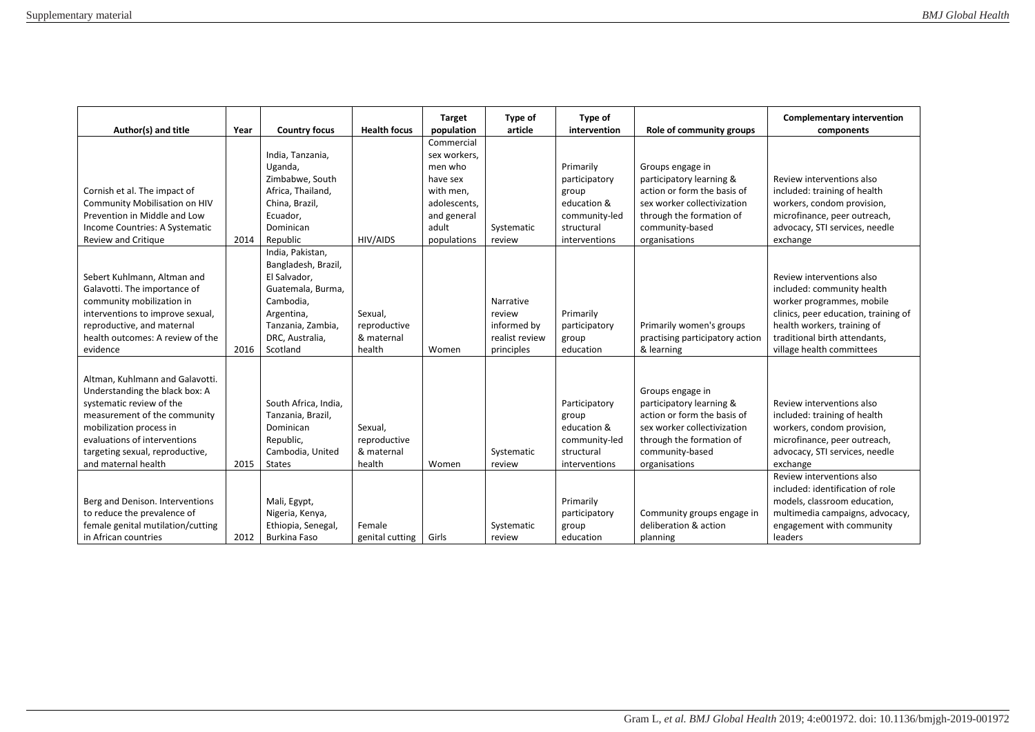| Author(s) and title | Year | Country focus | Health focus | Target population | Type of article | Type of intervention | Role of community groups | Complementary intervention components |
|---|---|---|---|---|---|---|---|---|
| Cornish et al. The impact of Community Mobilisation on HIV Prevention in Middle and Low Income Countries: A Systematic Review and Critique | 2014 | India, Tanzania, Uganda, Zimbabwe, South Africa, Thailand, China, Brazil, Ecuador, Dominican Republic | HIV/AIDS | Commercial sex workers, men who have sex with men, adolescents, and general adult populations | Systematic review | Primarily participatory group education & community-led structural interventions | Groups engage in participatory learning & action or form the basis of sex worker collectivization through the formation of community-based organisations | Review interventions also included: training of health workers, condom provision, microfinance, peer outreach, advocacy, STI services, needle exchange |
| Sebert Kuhlmann, Altman and Galavotti. The importance of community mobilization in interventions to improve sexual, reproductive, and maternal health outcomes: A review of the evidence | 2016 | India, Pakistan, Bangladesh, Brazil, El Salvador, Guatemala, Burma, Cambodia, Argentina, Tanzania, Zambia, DRC, Australia, Scotland | Sexual, reproductive & maternal health | Women | Narrative review informed by realist review principles | Primarily participatory group education | Primarily women's groups practising participatory action & learning | Review interventions also included: community health worker programmes, mobile clinics, peer education, training of health workers, training of traditional birth attendants, village health committees |
| Altman, Kuhlmann and Galavotti. Understanding the black box: A systematic review of the measurement of the community mobilization process in evaluations of interventions targeting sexual, reproductive, and maternal health | 2015 | South Africa, India, Tanzania, Brazil, Dominican Republic, Cambodia, United States | Sexual, reproductive & maternal health | Women | Systematic review | Participatory group education & community-led structural interventions | Groups engage in participatory learning & action or form the basis of sex worker collectivization through the formation of community-based organisations | Review interventions also included: training of health workers, condom provision, microfinance, peer outreach, advocacy, STI services, needle exchange |
| Berg and Denison. Interventions to reduce the prevalence of female genital mutilation/cutting in African countries | 2012 | Mali, Egypt, Nigeria, Kenya, Ethiopia, Senegal, Burkina Faso | Female genital cutting | Girls | Systematic review | Primarily participatory group education | Community groups engage in deliberation & action planning | Review interventions also included: identification of role models, classroom education, multimedia campaigns, advocacy, engagement with community leaders |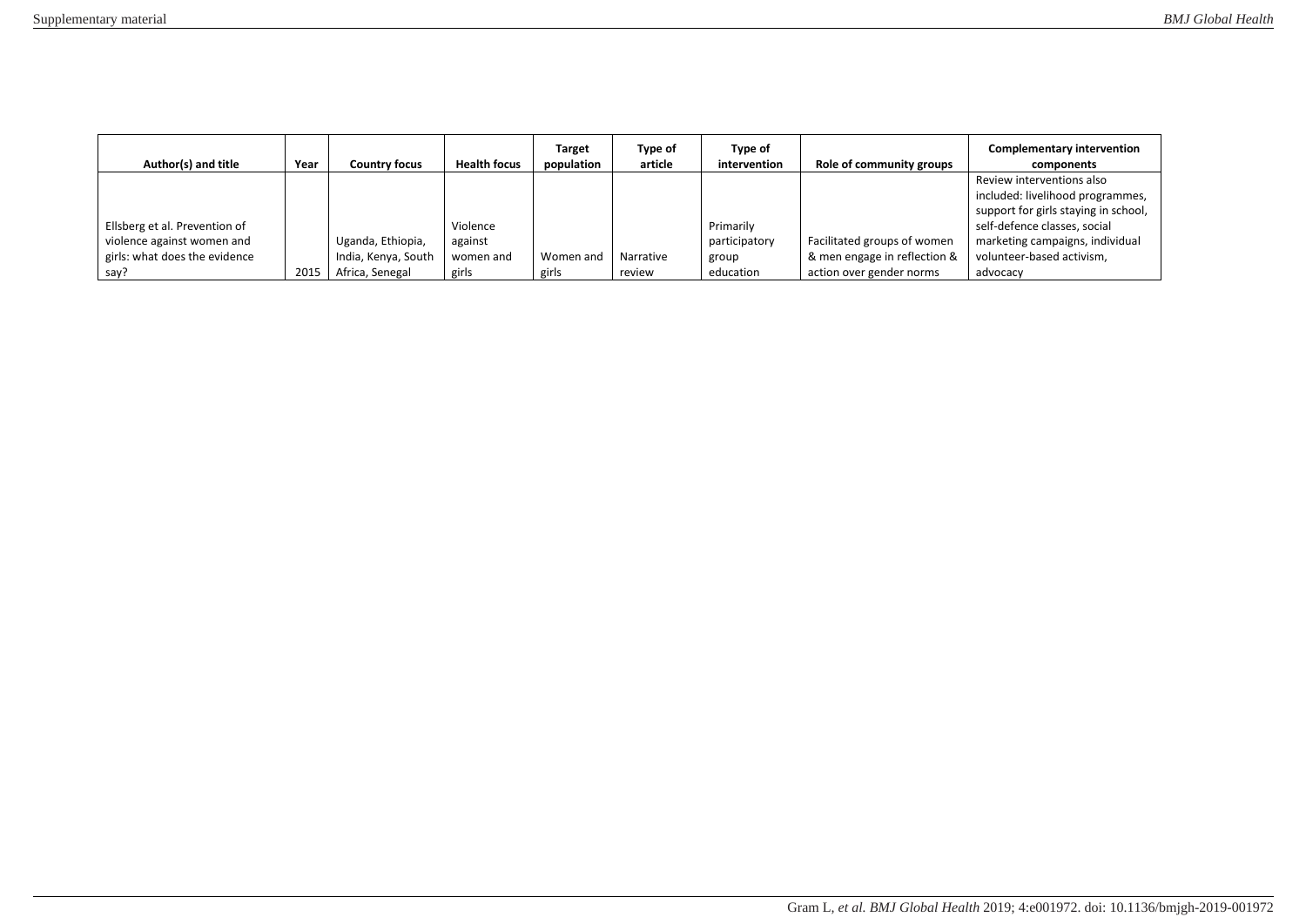| Author(s) and title | Year | Country focus | Health focus | Target population | Type of article | Type of intervention | Role of community groups | Complementary intervention components |
|---|---|---|---|---|---|---|---|---|
| Ellsberg et al. Prevention of violence against women and girls: what does the evidence say? | 2015 | Uganda, Ethiopia, India, Kenya, South Africa, Senegal | Violence against women and girls | Women and girls | Narrative review | Primarily participatory group education | Facilitated groups of women & men engage in reflection & action over gender norms | Review interventions also included: livelihood programmes, support for girls staying in school, self-defence classes, social marketing campaigns, individual volunteer-based activism, advocacy |